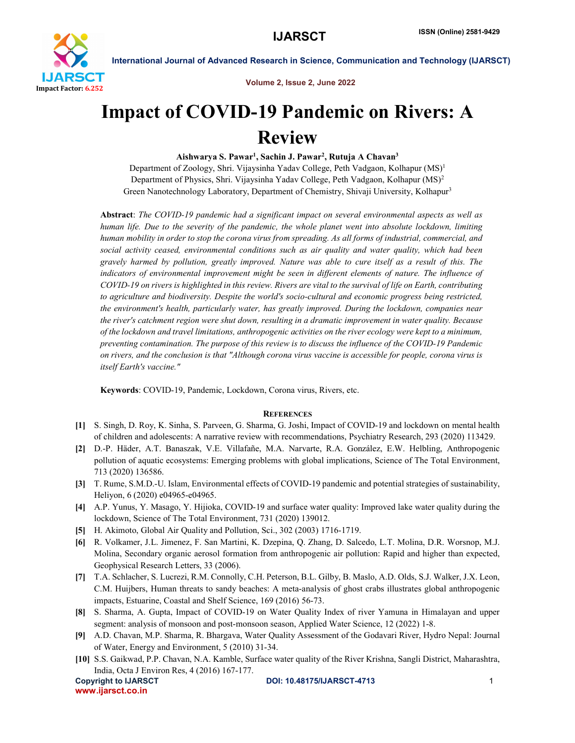# Impact of COVID-19 Pandemic on Rivers: A Review

**Aishwarya S. Pawar[1], Sachin J. Pawar[2], Rutuja A Chavan[3]**

Department of Zoology, Shri. Vijaysinha Yadav College, Peth Vadgaon, Kolhapur (MS)[1]
Department of Physics, Shri. Vijaysinha Yadav College, Peth Vadgaon, Kolhapur (MS)[2]
Green Nanotechnology Laboratory, Department of Chemistry, Shivaji University, Kolhapur[3]

**Abstract**: *The COVID-19 pandemic had a significant impact on several environmental aspects as well as human life. Due to the severity of the pandemic, the whole planet went into absolute lockdown, limiting human mobility in order to stop the corona virus from spreading. As all forms of industrial, commercial, and social activity ceased, environmental conditions such as air quality and water quality, which had been gravely harmed by pollution, greatly improved. Nature was able to cure itself as a result of this. The indicators of environmental improvement might be seen in different elements of nature. The influence of COVID-19 on rivers is highlighted in this review. Rivers are vital to the survival of life on Earth, contributing to agriculture and biodiversity. Despite the world's socio-cultural and economic progress being restricted, the environment's health, particularly water, has greatly improved. During the lockdown, companies near the river's catchment region were shut down, resulting in a dramatic improvement in water quality. Because of the lockdown and travel limitations, anthropogenic activities on the river ecology were kept to a minimum, preventing contamination. The purpose of this review is to discuss the influence of the COVID-19 Pandemic on rivers, and the conclusion is that "Although corona virus vaccine is accessible for people, corona virus is itself Earth's vaccine."*

**Keywords**: COVID-19, Pandemic, Lockdown, Corona virus, Rivers, etc.

## References

**[1]** S. Singh, D. Roy, K. Sinha, S. Parveen, G. Sharma, G. Joshi, Impact of COVID-19 and lockdown on mental health of children and adolescents: A narrative review with recommendations, Psychiatry Research, 293 (2020) 113429.

**[2]** D.-P. Häder, A.T. Banaszak, V.E. Villafañe, M.A. Narvarte, R.A. González, E.W. Helbling, Anthropogenic pollution of aquatic ecosystems: Emerging problems with global implications, Science of The Total Environment, 713 (2020) 136586.

**[3]** T. Rume, S.M.D.-U. Islam, Environmental effects of COVID-19 pandemic and potential strategies of sustainability, Heliyon, 6 (2020) e04965-e04965.

**[4]** A.P. Yunus, Y. Masago, Y. Hijioka, COVID-19 and surface water quality: Improved lake water quality during the lockdown, Science of The Total Environment, 731 (2020) 139012.

**[5]** H. Akimoto, Global Air Quality and Pollution, Sci., 302 (2003) 1716-1719.

**[6]** R. Volkamer, J.L. Jimenez, F. San Martini, K. Dzepina, Q. Zhang, D. Salcedo, L.T. Molina, D.R. Worsnop, M.J. Molina, Secondary organic aerosol formation from anthropogenic air pollution: Rapid and higher than expected, Geophysical Research Letters, 33 (2006).

**[7]** T.A. Schlacher, S. Lucrezi, R.M. Connolly, C.H. Peterson, B.L. Gilby, B. Maslo, A.D. Olds, S.J. Walker, J.X. Leon, C.M. Huijbers, Human threats to sandy beaches: A meta-analysis of ghost crabs illustrates global anthropogenic impacts, Estuarine, Coastal and Shelf Science, 169 (2016) 56-73.

**[8]** S. Sharma, A. Gupta, Impact of COVID-19 on Water Quality Index of river Yamuna in Himalayan and upper segment: analysis of monsoon and post-monsoon season, Applied Water Science, 12 (2022) 1-8.

**[9]** A.D. Chavan, M.P. Sharma, R. Bhargava, Water Quality Assessment of the Godavari River, Hydro Nepal: Journal of Water, Energy and Environment, 5 (2010) 31-34.

**[10]** S.S. Gaikwad, P.P. Chavan, N.A. Kamble, Surface water quality of the River Krishna, Sangli District, Maharashtra, India, Octa J Environ Res, 4 (2016) 167-177.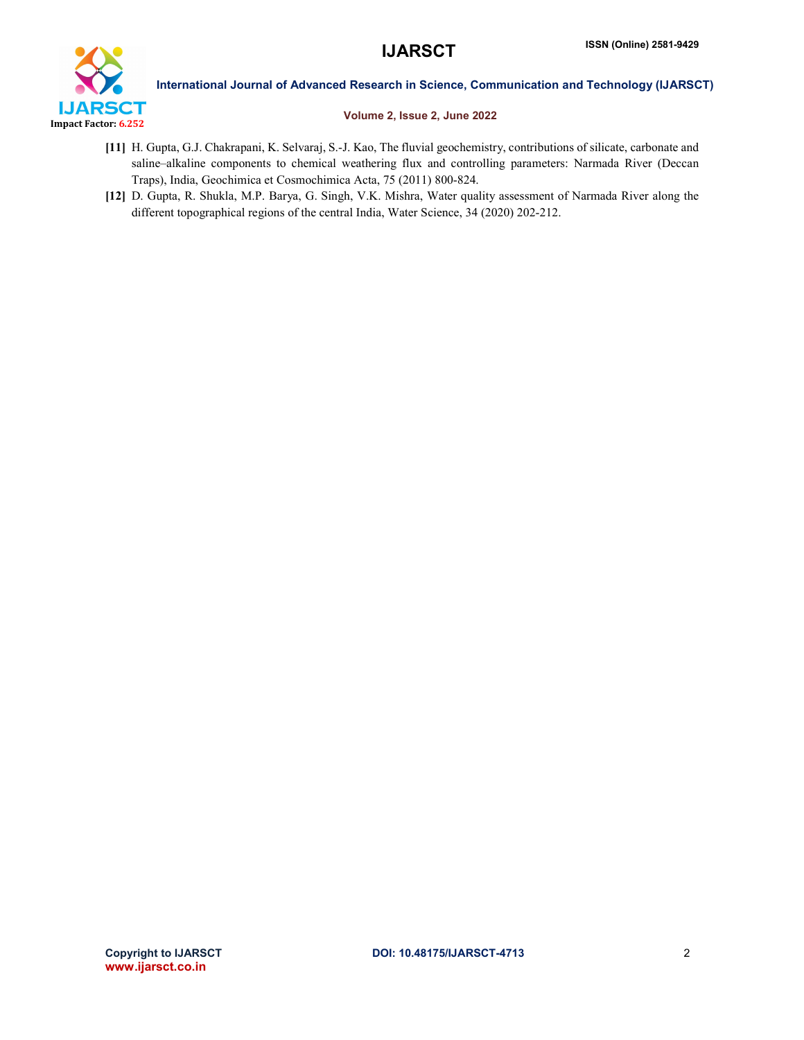[11] H. Gupta, G.J. Chakrapani, K. Selvaraj, S.-J. Kao, The fluvial geochemistry, contributions of silicate, carbonate and saline–alkaline components to chemical weathering flux and controlling parameters: Narmada River (Deccan Traps), India, Geochimica et Cosmochimica Acta, 75 (2011) 800-824.

[12] D. Gupta, R. Shukla, M.P. Barya, G. Singh, V.K. Mishra, Water quality assessment of Narmada River along the different topographical regions of the central India, Water Science, 34 (2020) 202-212.